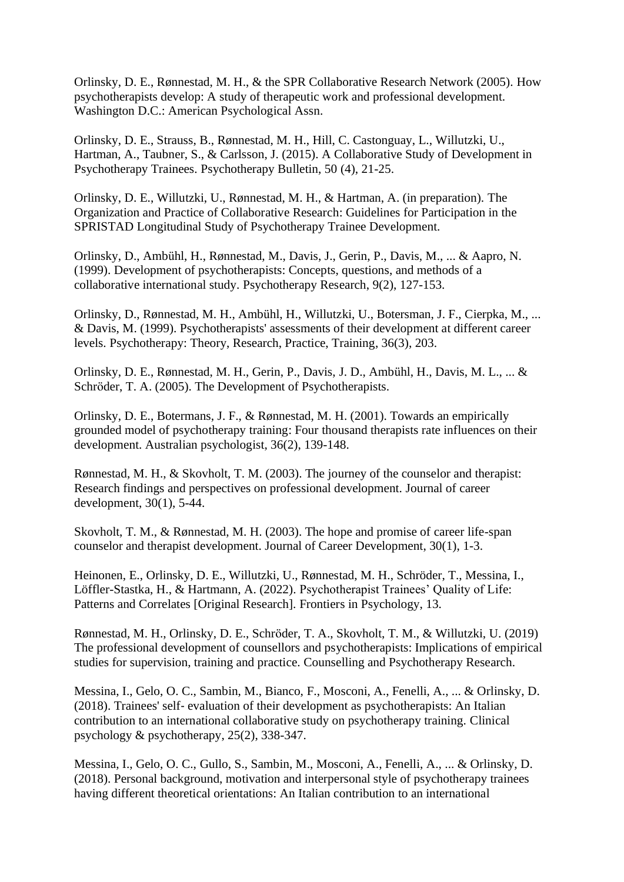Orlinsky, D. E., Rønnestad, M. H., & the SPR Collaborative Research Network (2005). How psychotherapists develop: A study of therapeutic work and professional development. Washington D.C.: American Psychological Assn.

Orlinsky, D. E., Strauss, B., Rønnestad, M. H., Hill, C. Castonguay, L., Willutzki, U., Hartman, A., Taubner, S., & Carlsson, J. (2015). A Collaborative Study of Development in Psychotherapy Trainees. Psychotherapy Bulletin, 50 (4), 21-25.

Orlinsky, D. E., Willutzki, U., Rønnestad, M. H., & Hartman, A. (in preparation). The Organization and Practice of Collaborative Research: Guidelines for Participation in the SPRISTAD Longitudinal Study of Psychotherapy Trainee Development.

Orlinsky, D., Ambühl, H., Rønnestad, M., Davis, J., Gerin, P., Davis, M., ... & Aapro, N. (1999). Development of psychotherapists: Concepts, questions, and methods of a collaborative international study. Psychotherapy Research, 9(2), 127-153.

Orlinsky, D., Rønnestad, M. H., Ambühl, H., Willutzki, U., Botersman, J. F., Cierpka, M., ... & Davis, M. (1999). Psychotherapists' assessments of their development at different career levels. Psychotherapy: Theory, Research, Practice, Training, 36(3), 203.

Orlinsky, D. E., Rønnestad, M. H., Gerin, P., Davis, J. D., Ambühl, H., Davis, M. L., ... & Schröder, T. A. (2005). The Development of Psychotherapists.

Orlinsky, D. E., Botermans, J. F., & Rønnestad, M. H. (2001). Towards an empirically grounded model of psychotherapy training: Four thousand therapists rate influences on their development. Australian psychologist, 36(2), 139-148.

Rønnestad, M. H., & Skovholt, T. M. (2003). The journey of the counselor and therapist: Research findings and perspectives on professional development. Journal of career development, 30(1), 5-44.

Skovholt, T. M., & Rønnestad, M. H. (2003). The hope and promise of career life-span counselor and therapist development. Journal of Career Development, 30(1), 1-3.

Heinonen, E., Orlinsky, D. E., Willutzki, U., Rønnestad, M. H., Schröder, T., Messina, I., Löffler-Stastka, H., & Hartmann, A. (2022). Psychotherapist Trainees' Quality of Life: Patterns and Correlates [Original Research]. Frontiers in Psychology, 13.

Rønnestad, M. H., Orlinsky, D. E., Schröder, T. A., Skovholt, T. M., & Willutzki, U. (2019) The professional development of counsellors and psychotherapists: Implications of empirical studies for supervision, training and practice. Counselling and Psychotherapy Research.

Messina, I., Gelo, O. C., Sambin, M., Bianco, F., Mosconi, A., Fenelli, A., ... & Orlinsky, D. (2018). Trainees' self- evaluation of their development as psychotherapists: An Italian contribution to an international collaborative study on psychotherapy training. Clinical psychology & psychotherapy, 25(2), 338-347.

Messina, I., Gelo, O. C., Gullo, S., Sambin, M., Mosconi, A., Fenelli, A., ... & Orlinsky, D. (2018). Personal background, motivation and interpersonal style of psychotherapy trainees having different theoretical orientations: An Italian contribution to an international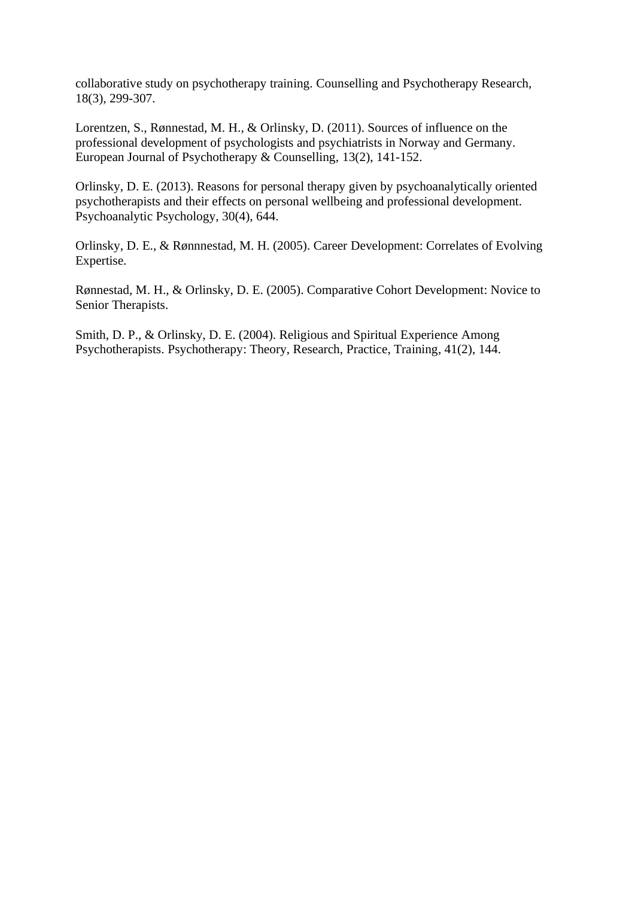collaborative study on psychotherapy training. Counselling and Psychotherapy Research, 18(3), 299-307.

Lorentzen, S., Rønnestad, M. H., & Orlinsky, D. (2011). Sources of influence on the professional development of psychologists and psychiatrists in Norway and Germany. European Journal of Psychotherapy & Counselling, 13(2), 141-152.

Orlinsky, D. E. (2013). Reasons for personal therapy given by psychoanalytically oriented psychotherapists and their effects on personal wellbeing and professional development. Psychoanalytic Psychology, 30(4), 644.

Orlinsky, D. E., & Rønnnestad, M. H. (2005). Career Development: Correlates of Evolving Expertise.

Rønnestad, M. H., & Orlinsky, D. E. (2005). Comparative Cohort Development: Novice to Senior Therapists.

Smith, D. P., & Orlinsky, D. E. (2004). Religious and Spiritual Experience Among Psychotherapists. Psychotherapy: Theory, Research, Practice, Training, 41(2), 144.